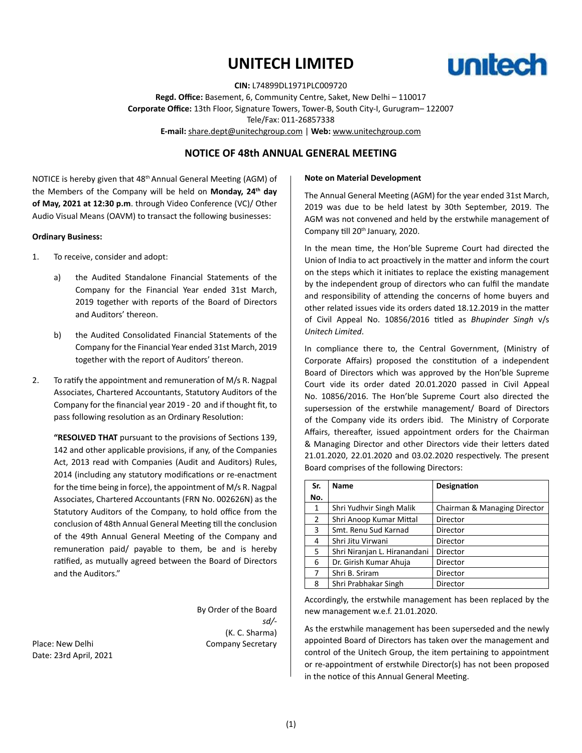# UNITECH LIMITED

**CIN:** L74899DL1971PLC009720

**Regd. Office:** Basement, 6, Community Centre, Saket, New Delhi – 110017

**Corporate Office:** 13th Floor, Signature Towers, Tower-B, South City-I, Gurugram– 122007

Tele/Fax: 011-26857338

**E-mail:** share.dept@unitechgroup.com | **Web:** www.unitechgroup.com

## NOTICE OF 48th ANNUAL GENERAL MEETING

NOTICE is hereby given that 48th Annual General Meeting (AGM) of the Members of the Company will be held on **Monday, 24th day of May, 2021 at 12:30 p.m**. through Video Conference (VC)/ Other Audio Visual Means (OAVM) to transact the following businesses:

**Ordinary Business:**

1. To receive, consider and adopt:

   a) the Audited Standalone Financial Statements of the Company for the Financial Year ended 31st March, 2019 together with reports of the Board of Directors and Auditors' thereon.

   b) the Audited Consolidated Financial Statements of the Company for the Financial Year ended 31st March, 2019 together with the report of Auditors' thereon.

2. To ratify the appointment and remuneration of M/s R. Nagpal Associates, Chartered Accountants, Statutory Auditors of the Company for the financial year 2019 - 20 and if thought fit, to pass following resolution as an Ordinary Resolution:

   **"RESOLVED THAT** pursuant to the provisions of Sections 139, 142 and other applicable provisions, if any, of the Companies Act, 2013 read with Companies (Audit and Auditors) Rules, 2014 (including any statutory modifications or re-enactment for the time being in force), the appointment of M/s R. Nagpal Associates, Chartered Accountants (FRN No. 002626N) as the Statutory Auditors of the Company, to hold office from the conclusion of 48th Annual General Meeting till the conclusion of the 49th Annual General Meeting of the Company and remuneration paid/ payable to them, be and is hereby ratified, as mutually agreed between the Board of Directors and the Auditors."

By Order of the Board

*sd/-*

(K. C. Sharma)

Company Secretary

Place: New Delhi

Date: 23rd April, 2021

**Note on Material Development**

The Annual General Meeting (AGM) for the year ended 31st March, 2019 was due to be held latest by 30th September, 2019. The AGM was not convened and held by the erstwhile management of Company till 20th January, 2020.

In the mean time, the Hon'ble Supreme Court had directed the Union of India to act proactively in the matter and inform the court on the steps which it initiates to replace the existing management by the independent group of directors who can fulfil the mandate and responsibility of attending the concerns of home buyers and other related issues vide its orders dated 18.12.2019 in the matter of Civil Appeal No. 10856/2016 titled as *Bhupinder Singh* v/s *Unitech Limited*.

In compliance there to, the Central Government, (Ministry of Corporate Affairs) proposed the constitution of a independent Board of Directors which was approved by the Hon'ble Supreme Court vide its order dated 20.01.2020 passed in Civil Appeal No. 10856/2016. The Hon'ble Supreme Court also directed the supersession of the erstwhile management/ Board of Directors of the Company vide its orders ibid. The Ministry of Corporate Affairs, thereafter, issued appointment orders for the Chairman & Managing Director and other Directors vide their letters dated 21.01.2020, 22.01.2020 and 03.02.2020 respectively. The present Board comprises of the following Directors:

| Sr. No. | Name | Designation |
|---|---|---|
| 1 | Shri Yudhvir Singh Malik | Chairman & Managing Director |
| 2 | Shri Anoop Kumar Mittal | Director |
| 3 | Smt. Renu Sud Karnad | Director |
| 4 | Shri Jitu Virwani | Director |
| 5 | Shri Niranjan L. Hiranandani | Director |
| 6 | Dr. Girish Kumar Ahuja | Director |
| 7 | Shri B. Sriram | Director |
| 8 | Shri Prabhakar Singh | Director |

Accordingly, the erstwhile management has been replaced by the new management w.e.f. 21.01.2020.

As the erstwhile management has been superseded and the newly appointed Board of Directors has taken over the management and control of the Unitech Group, the item pertaining to appointment or re-appointment of erstwhile Director(s) has not been proposed in the notice of this Annual General Meeting.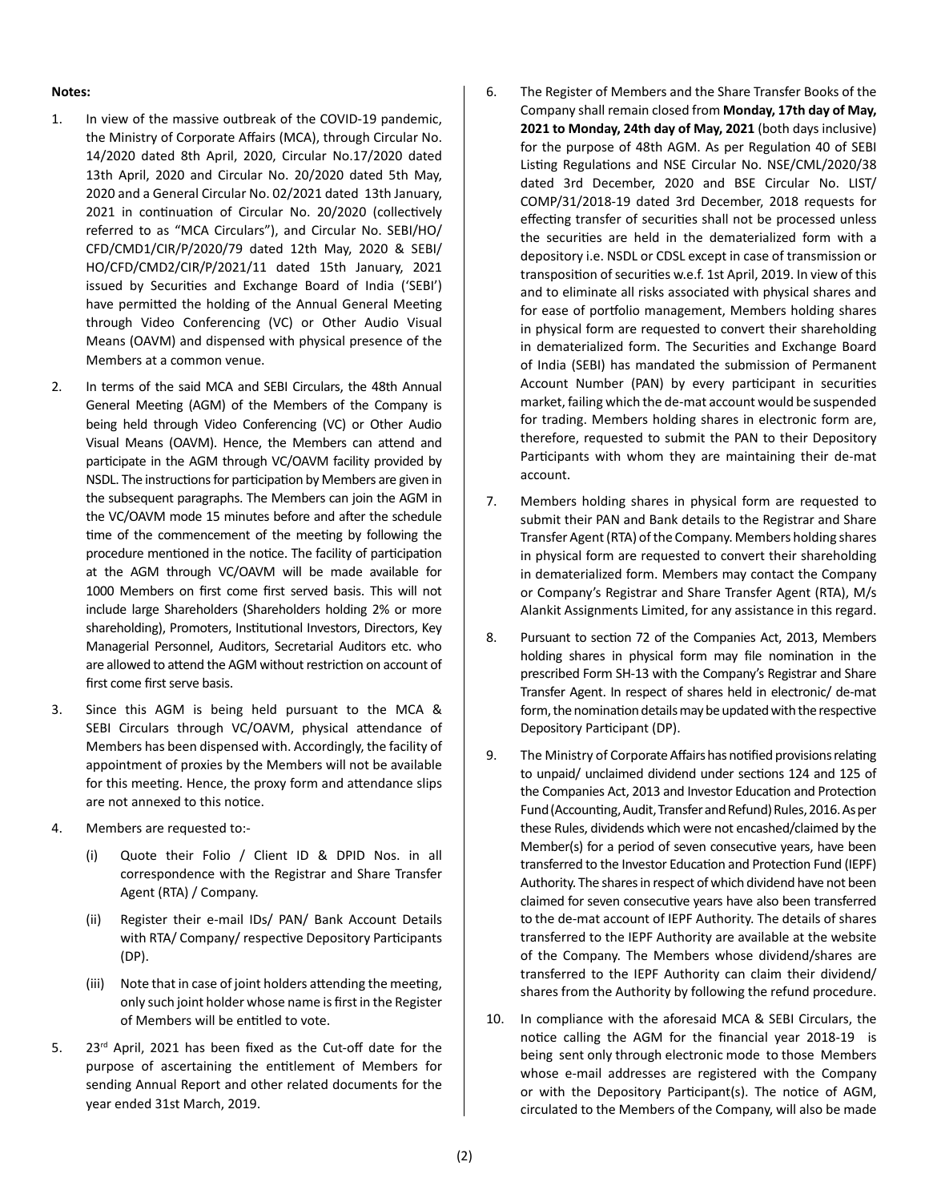**Notes:**

1. In view of the massive outbreak of the COVID-19 pandemic, the Ministry of Corporate Affairs (MCA), through Circular No. 14/2020 dated 8th April, 2020, Circular No.17/2020 dated 13th April, 2020 and Circular No. 20/2020 dated 5th May, 2020 and a General Circular No. 02/2021 dated 13th January, 2021 in continuation of Circular No. 20/2020 (collectively referred to as "MCA Circulars"), and Circular No. SEBI/HO/CFD/CMD1/CIR/P/2020/79 dated 12th May, 2020 & SEBI/HO/CFD/CMD2/CIR/P/2021/11 dated 15th January, 2021 issued by Securities and Exchange Board of India ('SEBI') have permitted the holding of the Annual General Meeting through Video Conferencing (VC) or Other Audio Visual Means (OAVM) and dispensed with physical presence of the Members at a common venue.

2. In terms of the said MCA and SEBI Circulars, the 48th Annual General Meeting (AGM) of the Members of the Company is being held through Video Conferencing (VC) or Other Audio Visual Means (OAVM). Hence, the Members can attend and participate in the AGM through VC/OAVM facility provided by NSDL. The instructions for participation by Members are given in the subsequent paragraphs. The Members can join the AGM in the VC/OAVM mode 15 minutes before and after the schedule time of the commencement of the meeting by following the procedure mentioned in the notice. The facility of participation at the AGM through VC/OAVM will be made available for 1000 Members on first come first served basis. This will not include large Shareholders (Shareholders holding 2% or more shareholding), Promoters, Institutional Investors, Directors, Key Managerial Personnel, Auditors, Secretarial Auditors etc. who are allowed to attend the AGM without restriction on account of first come first serve basis.

3. Since this AGM is being held pursuant to the MCA & SEBI Circulars through VC/OAVM, physical attendance of Members has been dispensed with. Accordingly, the facility of appointment of proxies by the Members will not be available for this meeting. Hence, the proxy form and attendance slips are not annexed to this notice.

4. Members are requested to:-

   (i) Quote their Folio / Client ID & DPID Nos. in all correspondence with the Registrar and Share Transfer Agent (RTA) / Company.

   (ii) Register their e-mail IDs/ PAN/ Bank Account Details with RTA/ Company/ respective Depository Participants (DP).

   (iii) Note that in case of joint holders attending the meeting, only such joint holder whose name is first in the Register of Members will be entitled to vote.

5. 23rd April, 2021 has been fixed as the Cut-off date for the purpose of ascertaining the entitlement of Members for sending Annual Report and other related documents for the year ended 31st March, 2019.

6. The Register of Members and the Share Transfer Books of the Company shall remain closed from **Monday, 17th day of May, 2021 to Monday, 24th day of May, 2021** (both days inclusive) for the purpose of 48th AGM. As per Regulation 40 of SEBI Listing Regulations and NSE Circular No. NSE/CML/2020/38 dated 3rd December, 2020 and BSE Circular No. LIST/COMP/31/2018-19 dated 3rd December, 2018 requests for effecting transfer of securities shall not be processed unless the securities are held in the dematerialized form with a depository i.e. NSDL or CDSL except in case of transmission or transposition of securities w.e.f. 1st April, 2019. In view of this and to eliminate all risks associated with physical shares and for ease of portfolio management, Members holding shares in physical form are requested to convert their shareholding in dematerialized form. The Securities and Exchange Board of India (SEBI) has mandated the submission of Permanent Account Number (PAN) by every participant in securities market, failing which the de-mat account would be suspended for trading. Members holding shares in electronic form are, therefore, requested to submit the PAN to their Depository Participants with whom they are maintaining their de-mat account.

7. Members holding shares in physical form are requested to submit their PAN and Bank details to the Registrar and Share Transfer Agent (RTA) of the Company. Members holding shares in physical form are requested to convert their shareholding in dematerialized form. Members may contact the Company or Company's Registrar and Share Transfer Agent (RTA), M/s Alankit Assignments Limited, for any assistance in this regard.

8. Pursuant to section 72 of the Companies Act, 2013, Members holding shares in physical form may file nomination in the prescribed Form SH-13 with the Company's Registrar and Share Transfer Agent. In respect of shares held in electronic/ de-mat form, the nomination details may be updated with the respective Depository Participant (DP).

9. The Ministry of Corporate Affairs has notified provisions relating to unpaid/ unclaimed dividend under sections 124 and 125 of the Companies Act, 2013 and Investor Education and Protection Fund (Accounting, Audit, Transfer and Refund) Rules, 2016. As per these Rules, dividends which were not encashed/claimed by the Member(s) for a period of seven consecutive years, have been transferred to the Investor Education and Protection Fund (IEPF) Authority. The shares in respect of which dividend have not been claimed for seven consecutive years have also been transferred to the de-mat account of IEPF Authority. The details of shares transferred to the IEPF Authority are available at the website of the Company. The Members whose dividend/shares are transferred to the IEPF Authority can claim their dividend/ shares from the Authority by following the refund procedure.

10. In compliance with the aforesaid MCA & SEBI Circulars, the notice calling the AGM for the financial year 2018-19 is being sent only through electronic mode to those Members whose e-mail addresses are registered with the Company or with the Depository Participant(s). The notice of AGM, circulated to the Members of the Company, will also be made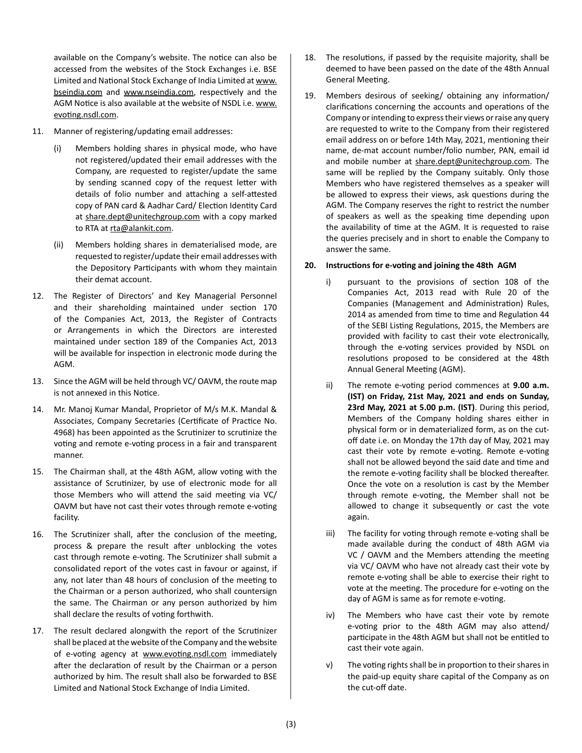available on the Company's website. The notice can also be accessed from the websites of the Stock Exchanges i.e. BSE Limited and National Stock Exchange of India Limited at www.bseindia.com and www.nseindia.com, respectively and the AGM Notice is also available at the website of NSDL i.e. www.evoting.nsdl.com.

11. Manner of registering/updating email addresses:

    (i) Members holding shares in physical mode, who have not registered/updated their email addresses with the Company, are requested to register/update the same by sending scanned copy of the request letter with details of folio number and attaching a self-attested copy of PAN card & Aadhar Card/ Election Identity Card at share.dept@unitechgroup.com with a copy marked to RTA at rta@alankit.com.

    (ii) Members holding shares in dematerialised mode, are requested to register/update their email addresses with the Depository Participants with whom they maintain their demat account.

12. The Register of Directors' and Key Managerial Personnel and their shareholding maintained under section 170 of the Companies Act, 2013, the Register of Contracts or Arrangements in which the Directors are interested maintained under section 189 of the Companies Act, 2013 will be available for inspection in electronic mode during the AGM.

13. Since the AGM will be held through VC/ OAVM, the route map is not annexed in this Notice.

14. Mr. Manoj Kumar Mandal, Proprietor of M/s M.K. Mandal & Associates, Company Secretaries (Certificate of Practice No. 4968) has been appointed as the Scrutinizer to scrutinize the voting and remote e-voting process in a fair and transparent manner.

15. The Chairman shall, at the 48th AGM, allow voting with the assistance of Scrutinizer, by use of electronic mode for all those Members who will attend the said meeting via VC/ OAVM but have not cast their votes through remote e-voting facility.

16. The Scrutinizer shall, after the conclusion of the meeting, process & prepare the result after unblocking the votes cast through remote e-voting. The Scrutinizer shall submit a consolidated report of the votes cast in favour or against, if any, not later than 48 hours of conclusion of the meeting to the Chairman or a person authorized, who shall countersign the same. The Chairman or any person authorized by him shall declare the results of voting forthwith.

17. The result declared alongwith the report of the Scrutinizer shall be placed at the website of the Company and the website of e-voting agency at www.evoting.nsdl.com immediately after the declaration of result by the Chairman or a person authorized by him. The result shall also be forwarded to BSE Limited and National Stock Exchange of India Limited.

18. The resolutions, if passed by the requisite majority, shall be deemed to have been passed on the date of the 48th Annual General Meeting.

19. Members desirous of seeking/ obtaining any information/ clarifications concerning the accounts and operations of the Company or intending to express their views or raise any query are requested to write to the Company from their registered email address on or before 14th May, 2021, mentioning their name, de-mat account number/folio number, PAN, email id and mobile number at share.dept@unitechgroup.com. The same will be replied by the Company suitably. Only those Members who have registered themselves as a speaker will be allowed to express their views, ask questions during the AGM. The Company reserves the right to restrict the number of speakers as well as the speaking time depending upon the availability of time at the AGM. It is requested to raise the queries precisely and in short to enable the Company to answer the same.

**20. Instructions for e-voting and joining the 48th AGM**

   i) pursuant to the provisions of section 108 of the Companies Act, 2013 read with Rule 20 of the Companies (Management and Administration) Rules, 2014 as amended from time to time and Regulation 44 of the SEBI Listing Regulations, 2015, the Members are provided with facility to cast their vote electronically, through the e-voting services provided by NSDL on resolutions proposed to be considered at the 48th Annual General Meeting (AGM).

   ii) The remote e-voting period commences at **9.00 a.m. (IST) on Friday, 21st May, 2021 and ends on Sunday, 23rd May, 2021 at 5.00 p.m. (IST)**. During this period, Members of the Company holding shares either in physical form or in dematerialized form, as on the cut-off date i.e. on Monday the 17th day of May, 2021 may cast their vote by remote e-voting. Remote e-voting shall not be allowed beyond the said date and time and the remote e-voting facility shall be blocked thereafter. Once the vote on a resolution is cast by the Member through remote e-voting, the Member shall not be allowed to change it subsequently or cast the vote again.

   iii) The facility for voting through remote e-voting shall be made available during the conduct of 48th AGM via VC / OAVM and the Members attending the meeting via VC/ OAVM who have not already cast their vote by remote e-voting shall be able to exercise their right to vote at the meeting. The procedure for e-voting on the day of AGM is same as for remote e-voting.

   iv) The Members who have cast their vote by remote e-voting prior to the 48th AGM may also attend/ participate in the 48th AGM but shall not be entitled to cast their vote again.

   v) The voting rights shall be in proportion to their shares in the paid-up equity share capital of the Company as on the cut-off date.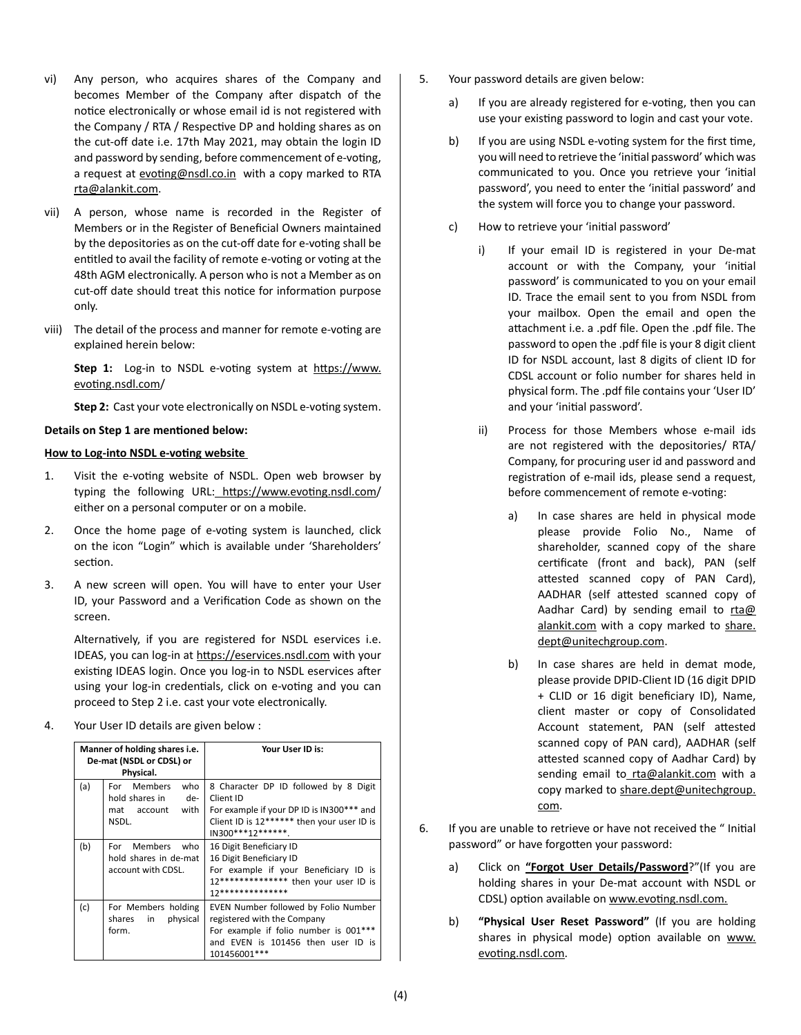vi) Any person, who acquires shares of the Company and becomes Member of the Company after dispatch of the notice electronically or whose email id is not registered with the Company / RTA / Respective DP and holding shares as on the cut-off date i.e. 17th May 2021, may obtain the login ID and password by sending, before commencement of e-voting, a request at evoting@nsdl.co.in with a copy marked to RTA rta@alankit.com.

vii) A person, whose name is recorded in the Register of Members or in the Register of Beneficial Owners maintained by the depositories as on the cut-off date for e-voting shall be entitled to avail the facility of remote e-voting or voting at the 48th AGM electronically. A person who is not a Member as on cut-off date should treat this notice for information purpose only.

viii) The detail of the process and manner for remote e-voting are explained herein below:

**Step 1:** Log-in to NSDL e-voting system at https://www.evoting.nsdl.com/

**Step 2:** Cast your vote electronically on NSDL e-voting system.

**Details on Step 1 are mentioned below:**

**How to Log-into NSDL e-voting website**

1. Visit the e-voting website of NSDL. Open web browser by typing the following URL: https://www.evoting.nsdl.com/ either on a personal computer or on a mobile.

2. Once the home page of e-voting system is launched, click on the icon "Login" which is available under 'Shareholders' section.

3. A new screen will open. You will have to enter your User ID, your Password and a Verification Code as shown on the screen.

   Alternatively, if you are registered for NSDL eservices i.e. IDEAS, you can log-in at https://eservices.nsdl.com with your existing IDEAS login. Once you log-in to NSDL eservices after using your log-in credentials, click on e-voting and you can proceed to Step 2 i.e. cast your vote electronically.

4. Your User ID details are given below :

| | Manner of holding shares i.e. De-mat (NSDL or CDSL) or Physical. | Your User ID is: |
|---|---|---|
| (a) | For Members who hold shares in de-mat account with NSDL. | 8 Character DP ID followed by 8 Digit Client ID<br>For example if your DP ID is IN300*** and Client ID is 12****** then your user ID is IN300***12******. |
| (b) | For Members who hold shares in de-mat account with CDSL. | 16 Digit Beneficiary ID<br>16 Digit Beneficiary ID<br>For example if your Beneficiary ID is 12************** then your user ID is 12************** |
| (c) | For Members holding shares in physical form. | EVEN Number followed by Folio Number registered with the Company<br>For example if folio number is 001*** and EVEN is 101456 then user ID is 101456001*** |

5. Your password details are given below:

   a) If you are already registered for e-voting, then you can use your existing password to login and cast your vote.

   b) If you are using NSDL e-voting system for the first time, you will need to retrieve the 'initial password' which was communicated to you. Once you retrieve your 'initial password', you need to enter the 'initial password' and the system will force you to change your password.

   c) How to retrieve your 'initial password'

      i) If your email ID is registered in your De-mat account or with the Company, your 'initial password' is communicated to you on your email ID. Trace the email sent to you from NSDL from your mailbox. Open the email and open the attachment i.e. a .pdf file. Open the .pdf file. The password to open the .pdf file is your 8 digit client ID for NSDL account, last 8 digits of client ID for CDSL account or folio number for shares held in physical form. The .pdf file contains your 'User ID' and your 'initial password'.

      ii) Process for those Members whose e-mail ids are not registered with the depositories/ RTA/ Company, for procuring user id and password and registration of e-mail ids, please send a request, before commencement of remote e-voting:

         a) In case shares are held in physical mode please provide Folio No., Name of shareholder, scanned copy of the share certificate (front and back), PAN (self attested scanned copy of PAN Card), AADHAR (self attested scanned copy of Aadhar Card) by sending email to rta@alankit.com with a copy marked to share.dept@unitechgroup.com.

         b) In case shares are held in demat mode, please provide DPID-Client ID (16 digit DPID + CLID or 16 digit beneficiary ID), Name, client master or copy of Consolidated Account statement, PAN (self attested scanned copy of PAN card), AADHAR (self attested scanned copy of Aadhar Card) by sending email to rta@alankit.com with a copy marked to share.dept@unitechgroup.com.

6. If you are unable to retrieve or have not received the " Initial password" or have forgotten your password:

   a) Click on **"Forgot User Details/Password**?"(If you are holding shares in your De-mat account with NSDL or CDSL) option available on www.evoting.nsdl.com.

   b) **"Physical User Reset Password"** (If you are holding shares in physical mode) option available on www.evoting.nsdl.com.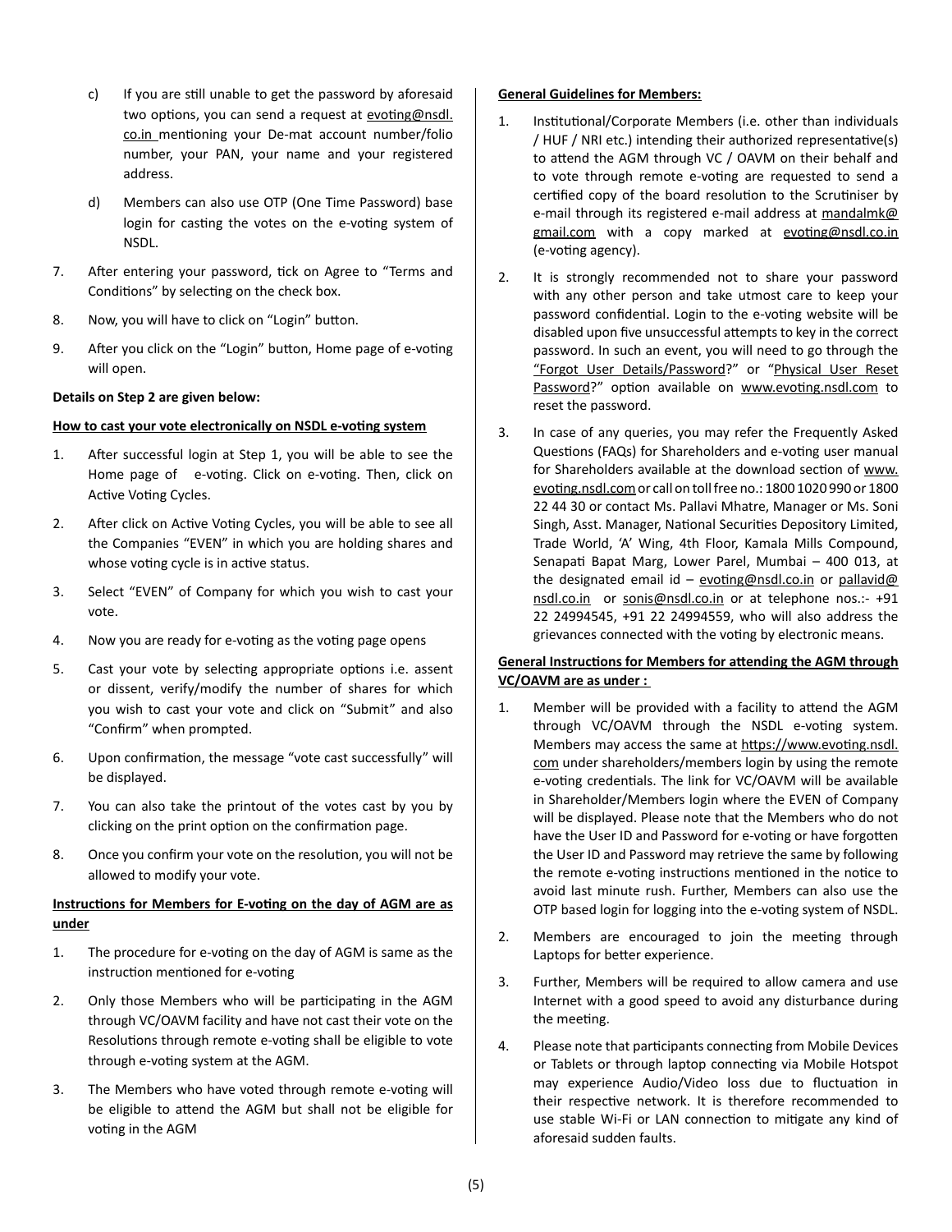c) If you are still unable to get the password by aforesaid two options, you can send a request at evoting@nsdl.co.in mentioning your De-mat account number/folio number, your PAN, your name and your registered address.

d) Members can also use OTP (One Time Password) base login for casting the votes on the e-voting system of NSDL.

7. After entering your password, tick on Agree to "Terms and Conditions" by selecting on the check box.

8. Now, you will have to click on "Login" button.

9. After you click on the "Login" button, Home page of e-voting will open.

**Details on Step 2 are given below:**

**How to cast your vote electronically on NSDL e-voting system**

1. After successful login at Step 1, you will be able to see the Home page of e-voting. Click on e-voting. Then, click on Active Voting Cycles.

2. After click on Active Voting Cycles, you will be able to see all the Companies "EVEN" in which you are holding shares and whose voting cycle is in active status.

3. Select "EVEN" of Company for which you wish to cast your vote.

4. Now you are ready for e-voting as the voting page opens

5. Cast your vote by selecting appropriate options i.e. assent or dissent, verify/modify the number of shares for which you wish to cast your vote and click on "Submit" and also "Confirm" when prompted.

6. Upon confirmation, the message "vote cast successfully" will be displayed.

7. You can also take the printout of the votes cast by you by clicking on the print option on the confirmation page.

8. Once you confirm your vote on the resolution, you will not be allowed to modify your vote.

**Instructions for Members for E-voting on the day of AGM are as under**

1. The procedure for e-voting on the day of AGM is same as the instruction mentioned for e-voting

2. Only those Members who will be participating in the AGM through VC/OAVM facility and have not cast their vote on the Resolutions through remote e-voting shall be eligible to vote through e-voting system at the AGM.

3. The Members who have voted through remote e-voting will be eligible to attend the AGM but shall not be eligible for voting in the AGM

**General Guidelines for Members:**

1. Institutional/Corporate Members (i.e. other than individuals / HUF / NRI etc.) intending their authorized representative(s) to attend the AGM through VC / OAVM on their behalf and to vote through remote e-voting are requested to send a certified copy of the board resolution to the Scrutiniser by e-mail through its registered e-mail address at mandalmk@gmail.com with a copy marked at evoting@nsdl.co.in (e-voting agency).

2. It is strongly recommended not to share your password with any other person and take utmost care to keep your password confidential. Login to the e-voting website will be disabled upon five unsuccessful attempts to key in the correct password. In such an event, you will need to go through the "Forgot User Details/Password?" or "Physical User Reset Password?" option available on www.evoting.nsdl.com to reset the password.

3. In case of any queries, you may refer the Frequently Asked Questions (FAQs) for Shareholders and e-voting user manual for Shareholders available at the download section of www.evoting.nsdl.com or call on toll free no.: 1800 1020 990 or 1800 22 44 30 or contact Ms. Pallavi Mhatre, Manager or Ms. Soni Singh, Asst. Manager, National Securities Depository Limited, Trade World, 'A' Wing, 4th Floor, Kamala Mills Compound, Senapati Bapat Marg, Lower Parel, Mumbai – 400 013, at the designated email id – evoting@nsdl.co.in or pallavid@nsdl.co.in or sonis@nsdl.co.in or at telephone nos.:- +91 22 24994545, +91 22 24994559, who will also address the grievances connected with the voting by electronic means.

**General Instructions for Members for attending the AGM through VC/OAVM are as under :**

1. Member will be provided with a facility to attend the AGM through VC/OAVM through the NSDL e-voting system. Members may access the same at https://www.evoting.nsdl.com under shareholders/members login by using the remote e-voting credentials. The link for VC/OAVM will be available in Shareholder/Members login where the EVEN of Company will be displayed. Please note that the Members who do not have the User ID and Password for e-voting or have forgotten the User ID and Password may retrieve the same by following the remote e-voting instructions mentioned in the notice to avoid last minute rush. Further, Members can also use the OTP based login for logging into the e-voting system of NSDL.

2. Members are encouraged to join the meeting through Laptops for better experience.

3. Further, Members will be required to allow camera and use Internet with a good speed to avoid any disturbance during the meeting.

4. Please note that participants connecting from Mobile Devices or Tablets or through laptop connecting via Mobile Hotspot may experience Audio/Video loss due to fluctuation in their respective network. It is therefore recommended to use stable Wi-Fi or LAN connection to mitigate any kind of aforesaid sudden faults.